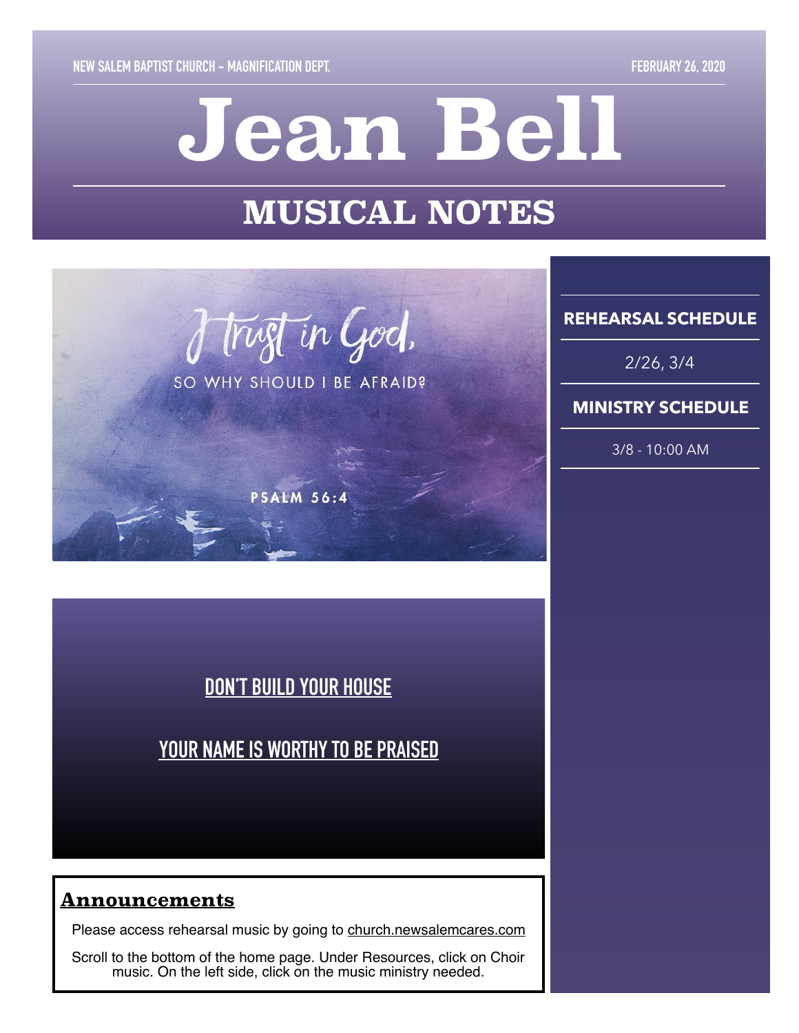NEW SALEM BAPTIST CHURCH – MAGNIFICATION DEPT. FEBRUARY 26, 2020

# Jean Bell

## MUSICAL NOTES

I trust in God, SO WHY SHOULD I BE AFRAID?

PSALM 56:4

DON'T BUILD YOUR HOUSE

YOUR NAME IS WORTHY TO BE PRAISED

### Announcements

Please access rehearsal music by going to church.newsalemcares.com

Scroll to the bottom of the home page. Under Resources, click on Choir music. On the left side, click on the music ministry needed.

### REHEARSAL SCHEDULE

2/26, 3/4

### MINISTRY SCHEDULE

3/8 - 10:00 AM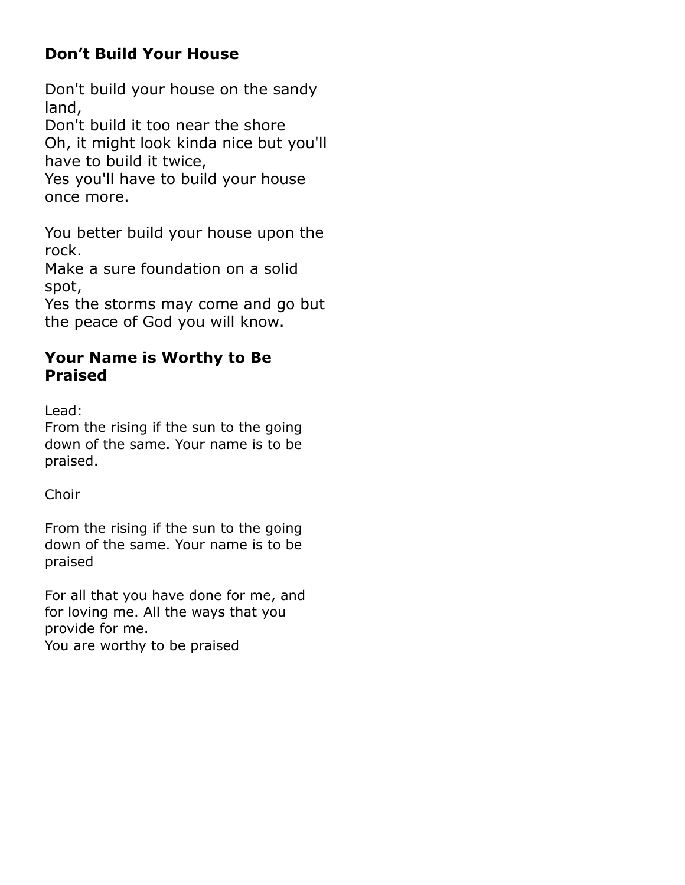### Don't Build Your House

Don't build your house on the sandy land,
Don't build it too near the shore
Oh, it might look kinda nice but you'll have to build it twice,
Yes you'll have to build your house once more.

You better build your house upon the rock.
Make a sure foundation on a solid spot,
Yes the storms may come and go but the peace of God you will know.

### Your Name is Worthy to Be Praised

Lead:
From the rising if the sun to the going down of the same. Your name is to be praised.

Choir

From the rising if the sun to the going down of the same. Your name is to be praised

For all that you have done for me, and for loving me. All the ways that you provide for me.
You are worthy to be praised